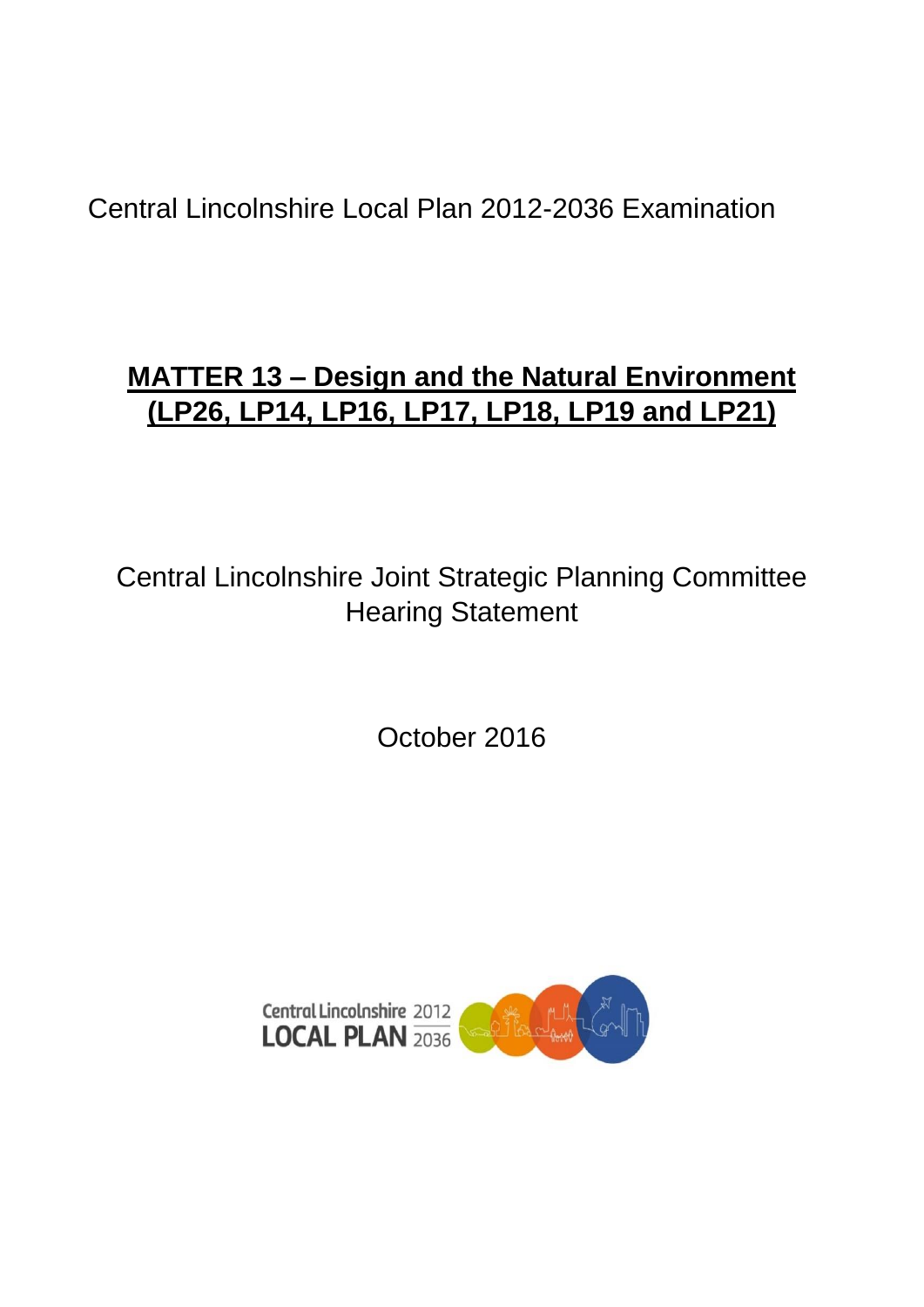Central Lincolnshire Local Plan 2012-2036 Examination

# MATTER 13 – Design and the Natural Environment (LP26, LP14, LP16, LP17, LP18, LP19 and LP21)

Central Lincolnshire Joint Strategic Planning Committee
Hearing Statement

October 2016

Central Lincolnshire 2012
LOCAL PLAN 2036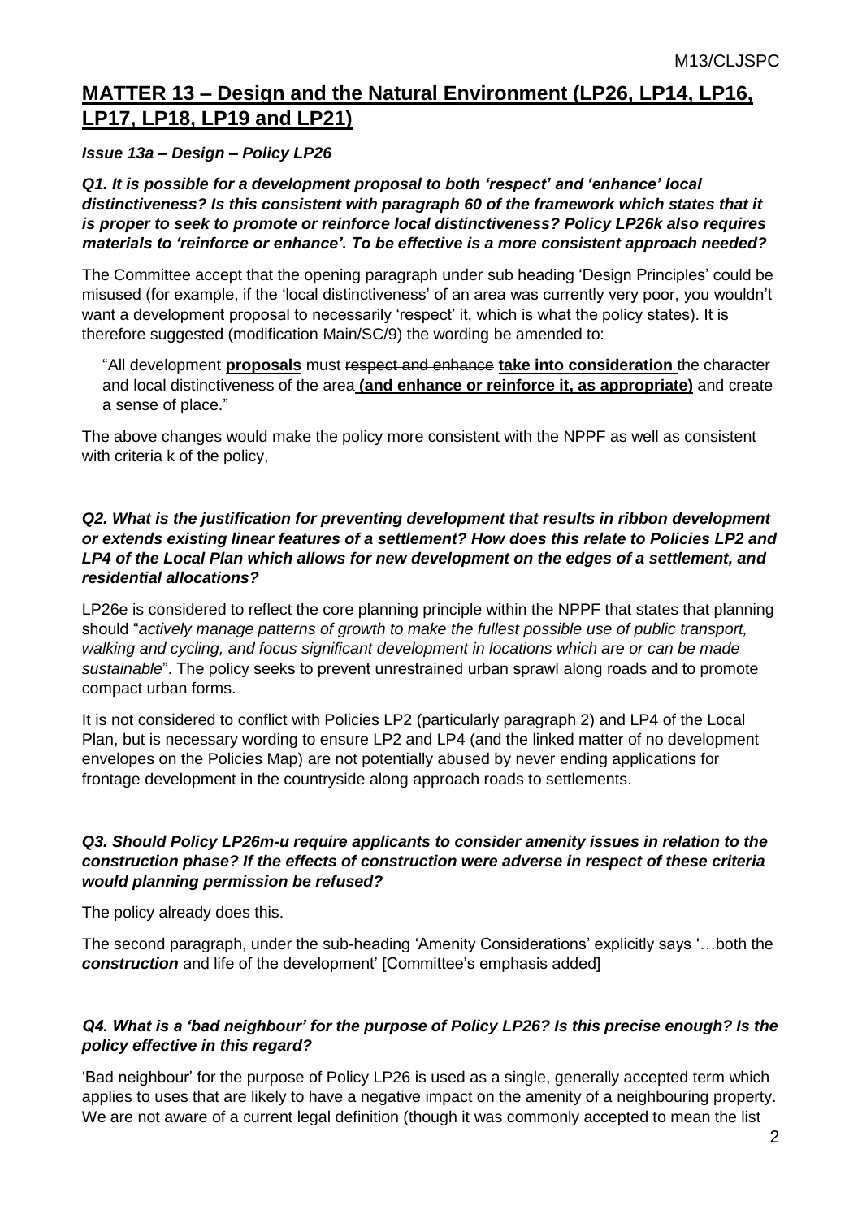## MATTER 13 – Design and the Natural Environment (LP26, LP14, LP16, LP17, LP18, LP19 and LP21)

***Issue 13a – Design – Policy LP26***

***Q1. It is possible for a development proposal to both 'respect' and 'enhance' local distinctiveness? Is this consistent with paragraph 60 of the framework which states that it is proper to seek to promote or reinforce local distinctiveness? Policy LP26k also requires materials to 'reinforce or enhance'. To be effective is a more consistent approach needed?***

The Committee accept that the opening paragraph under sub heading 'Design Principles' could be misused (for example, if the 'local distinctiveness' of an area was currently very poor, you wouldn't want a development proposal to necessarily 'respect' it, which is what the policy states). It is therefore suggested (modification Main/SC/9) the wording be amended to:

> "All development **proposals** must ~~respect and enhance~~ **take into consideration** the character and local distinctiveness of the area **(and enhance or reinforce it, as appropriate)** and create a sense of place."

The above changes would make the policy more consistent with the NPPF as well as consistent with criteria k of the policy,

***Q2. What is the justification for preventing development that results in ribbon development or extends existing linear features of a settlement? How does this relate to Policies LP2 and LP4 of the Local Plan which allows for new development on the edges of a settlement, and residential allocations?***

LP26e is considered to reflect the core planning principle within the NPPF that states that planning should "*actively manage patterns of growth to make the fullest possible use of public transport, walking and cycling, and focus significant development in locations which are or can be made sustainable*". The policy seeks to prevent unrestrained urban sprawl along roads and to promote compact urban forms.

It is not considered to conflict with Policies LP2 (particularly paragraph 2) and LP4 of the Local Plan, but is necessary wording to ensure LP2 and LP4 (and the linked matter of no development envelopes on the Policies Map) are not potentially abused by never ending applications for frontage development in the countryside along approach roads to settlements.

***Q3. Should Policy LP26m-u require applicants to consider amenity issues in relation to the construction phase? If the effects of construction were adverse in respect of these criteria would planning permission be refused?***

The policy already does this.

The second paragraph, under the sub-heading 'Amenity Considerations' explicitly says '…both the ***construction*** and life of the development' [Committee's emphasis added]

***Q4. What is a 'bad neighbour' for the purpose of Policy LP26? Is this precise enough? Is the policy effective in this regard?***

'Bad neighbour' for the purpose of Policy LP26 is used as a single, generally accepted term which applies to uses that are likely to have a negative impact on the amenity of a neighbouring property. We are not aware of a current legal definition (though it was commonly accepted to mean the list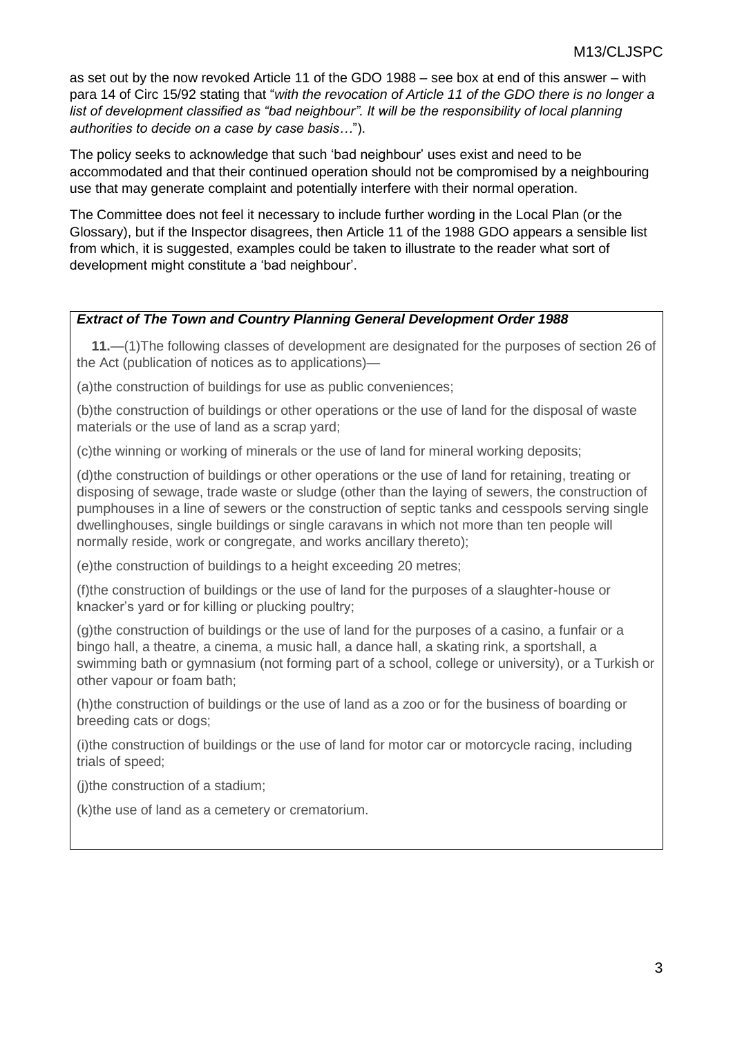as set out by the now revoked Article 11 of the GDO 1988 – see box at end of this answer – with para 14 of Circ 15/92 stating that "*with the revocation of Article 11 of the GDO there is no longer a list of development classified as "bad neighbour". It will be the responsibility of local planning authorities to decide on a case by case basis…*").

The policy seeks to acknowledge that such 'bad neighbour' uses exist and need to be accommodated and that their continued operation should not be compromised by a neighbouring use that may generate complaint and potentially interfere with their normal operation.

The Committee does not feel it necessary to include further wording in the Local Plan (or the Glossary), but if the Inspector disagrees, then Article 11 of the 1988 GDO appears a sensible list from which, it is suggested, examples could be taken to illustrate to the reader what sort of development might constitute a 'bad neighbour'.

***Extract of The Town and Country Planning General Development Order 1988***

**11.**—(1)The following classes of development are designated for the purposes of section 26 of the Act (publication of notices as to applications)—

(a)the construction of buildings for use as public conveniences;

(b)the construction of buildings or other operations or the use of land for the disposal of waste materials or the use of land as a scrap yard;

(c)the winning or working of minerals or the use of land for mineral working deposits;

(d)the construction of buildings or other operations or the use of land for retaining, treating or disposing of sewage, trade waste or sludge (other than the laying of sewers, the construction of pumphouses in a line of sewers or the construction of septic tanks and cesspools serving single dwellinghouses, single buildings or single caravans in which not more than ten people will normally reside, work or congregate, and works ancillary thereto);

(e)the construction of buildings to a height exceeding 20 metres;

(f)the construction of buildings or the use of land for the purposes of a slaughter-house or knacker's yard or for killing or plucking poultry;

(g)the construction of buildings or the use of land for the purposes of a casino, a funfair or a bingo hall, a theatre, a cinema, a music hall, a dance hall, a skating rink, a sportshall, a swimming bath or gymnasium (not forming part of a school, college or university), or a Turkish or other vapour or foam bath;

(h)the construction of buildings or the use of land as a zoo or for the business of boarding or breeding cats or dogs;

(i)the construction of buildings or the use of land for motor car or motorcycle racing, including trials of speed;

(j)the construction of a stadium;

(k)the use of land as a cemetery or crematorium.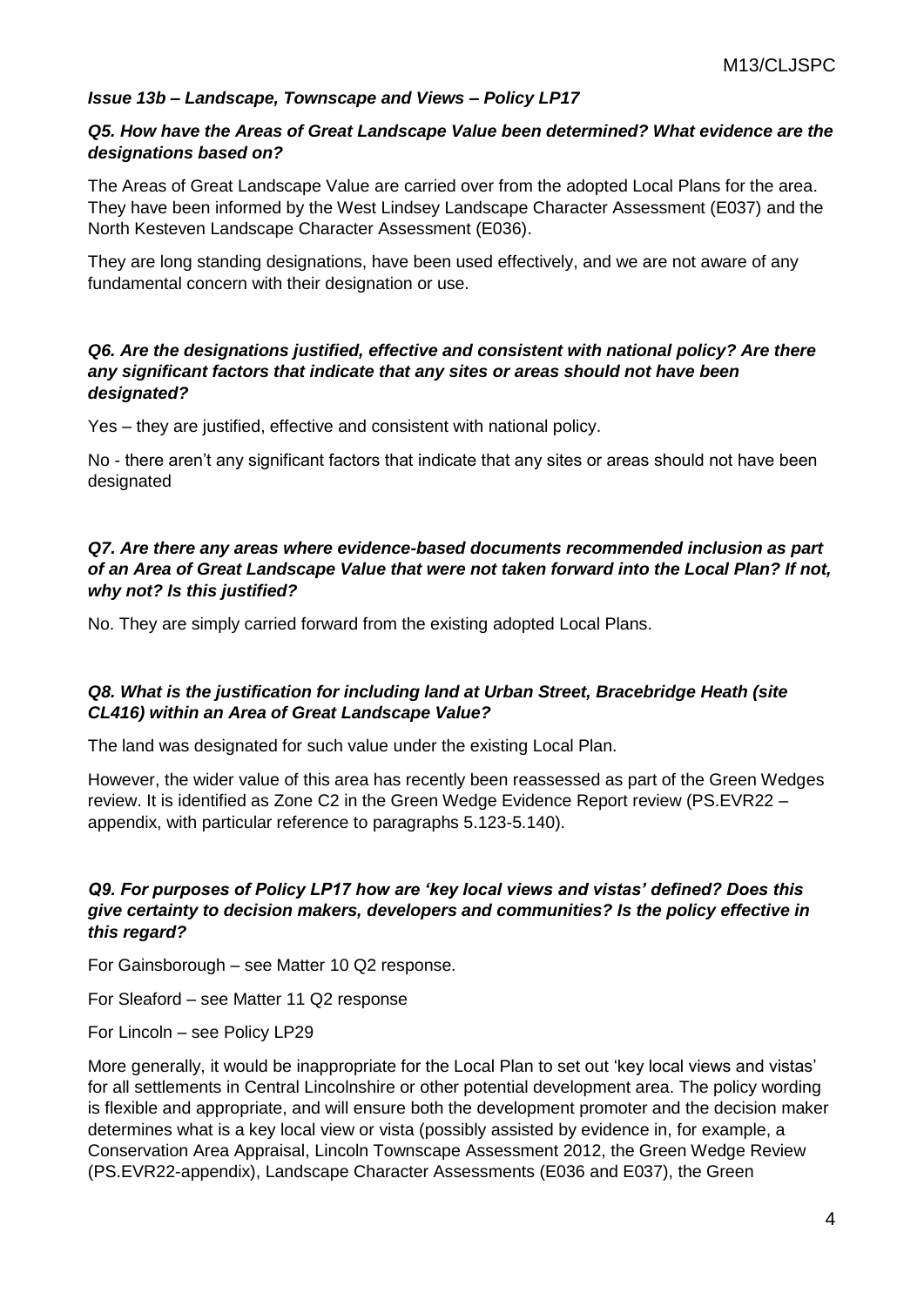### *Issue 13b – Landscape, Townscape and Views – Policy LP17*

***Q5. How have the Areas of Great Landscape Value been determined? What evidence are the designations based on?***

The Areas of Great Landscape Value are carried over from the adopted Local Plans for the area. They have been informed by the West Lindsey Landscape Character Assessment (E037) and the North Kesteven Landscape Character Assessment (E036).

They are long standing designations, have been used effectively, and we are not aware of any fundamental concern with their designation or use.

***Q6. Are the designations justified, effective and consistent with national policy? Are there any significant factors that indicate that any sites or areas should not have been designated?***

Yes – they are justified, effective and consistent with national policy.

No - there aren't any significant factors that indicate that any sites or areas should not have been designated

***Q7. Are there any areas where evidence-based documents recommended inclusion as part of an Area of Great Landscape Value that were not taken forward into the Local Plan? If not, why not? Is this justified?***

No. They are simply carried forward from the existing adopted Local Plans.

***Q8. What is the justification for including land at Urban Street, Bracebridge Heath (site CL416) within an Area of Great Landscape Value?***

The land was designated for such value under the existing Local Plan.

However, the wider value of this area has recently been reassessed as part of the Green Wedges review. It is identified as Zone C2 in the Green Wedge Evidence Report review (PS.EVR22 – appendix, with particular reference to paragraphs 5.123-5.140).

***Q9. For purposes of Policy LP17 how are 'key local views and vistas' defined? Does this give certainty to decision makers, developers and communities? Is the policy effective in this regard?***

For Gainsborough – see Matter 10 Q2 response.

For Sleaford – see Matter 11 Q2 response

For Lincoln – see Policy LP29

More generally, it would be inappropriate for the Local Plan to set out 'key local views and vistas' for all settlements in Central Lincolnshire or other potential development area. The policy wording is flexible and appropriate, and will ensure both the development promoter and the decision maker determines what is a key local view or vista (possibly assisted by evidence in, for example, a Conservation Area Appraisal, Lincoln Townscape Assessment 2012, the Green Wedge Review (PS.EVR22-appendix), Landscape Character Assessments (E036 and E037), the Green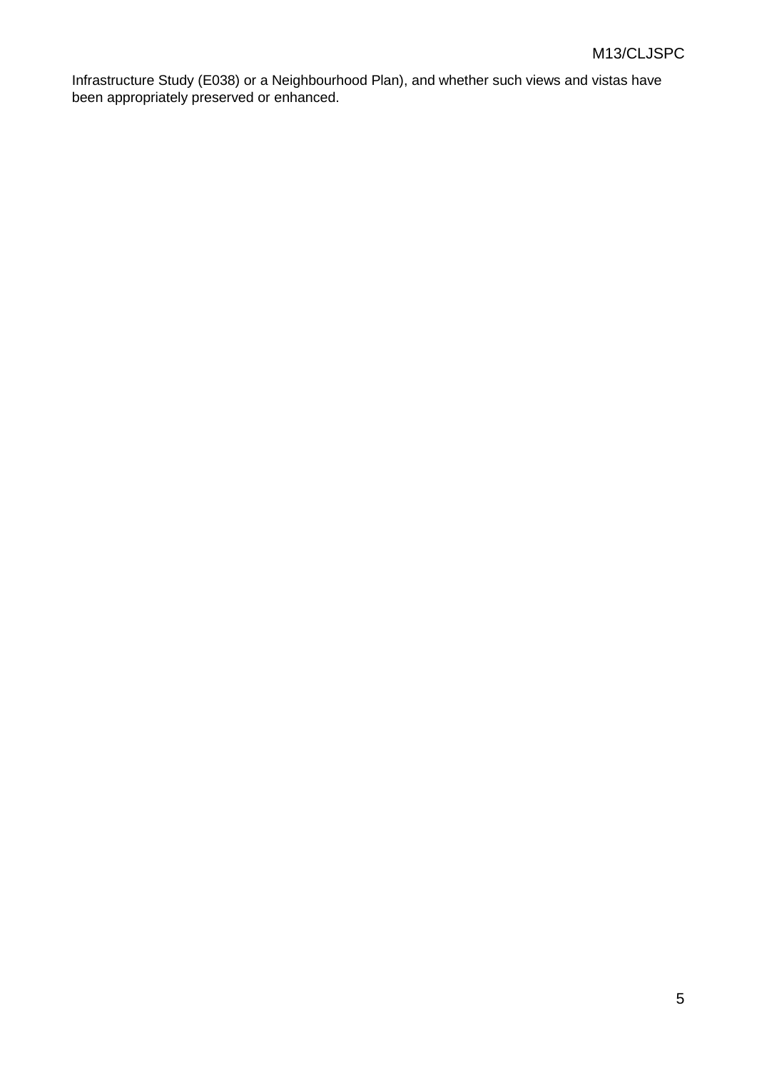Infrastructure Study (E038) or a Neighbourhood Plan), and whether such views and vistas have been appropriately preserved or enhanced.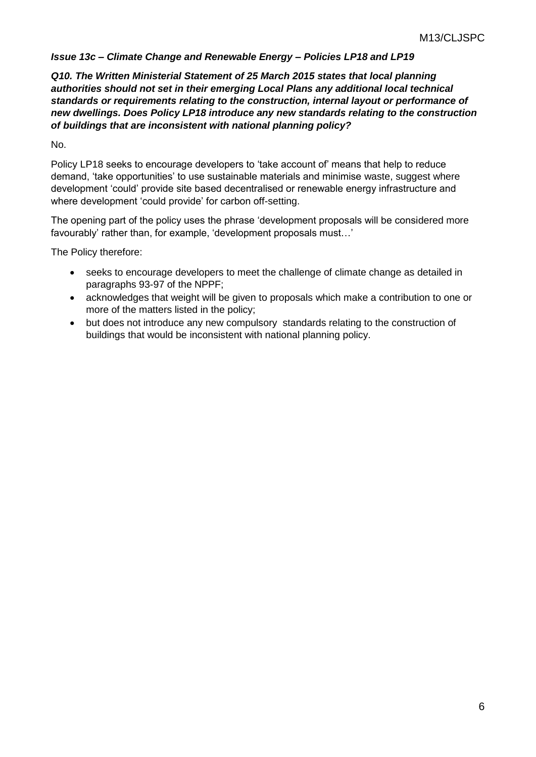***Issue 13c – Climate Change and Renewable Energy – Policies LP18 and LP19***

***Q10. The Written Ministerial Statement of 25 March 2015 states that local planning authorities should not set in their emerging Local Plans any additional local technical standards or requirements relating to the construction, internal layout or performance of new dwellings. Does Policy LP18 introduce any new standards relating to the construction of buildings that are inconsistent with national planning policy?***

No.

Policy LP18 seeks to encourage developers to 'take account of' means that help to reduce demand, 'take opportunities' to use sustainable materials and minimise waste, suggest where development 'could' provide site based decentralised or renewable energy infrastructure and where development 'could provide' for carbon off-setting.

The opening part of the policy uses the phrase 'development proposals will be considered more favourably' rather than, for example, 'development proposals must…'

The Policy therefore:

- seeks to encourage developers to meet the challenge of climate change as detailed in paragraphs 93-97 of the NPPF;
- acknowledges that weight will be given to proposals which make a contribution to one or more of the matters listed in the policy;
- but does not introduce any new compulsory standards relating to the construction of buildings that would be inconsistent with national planning policy.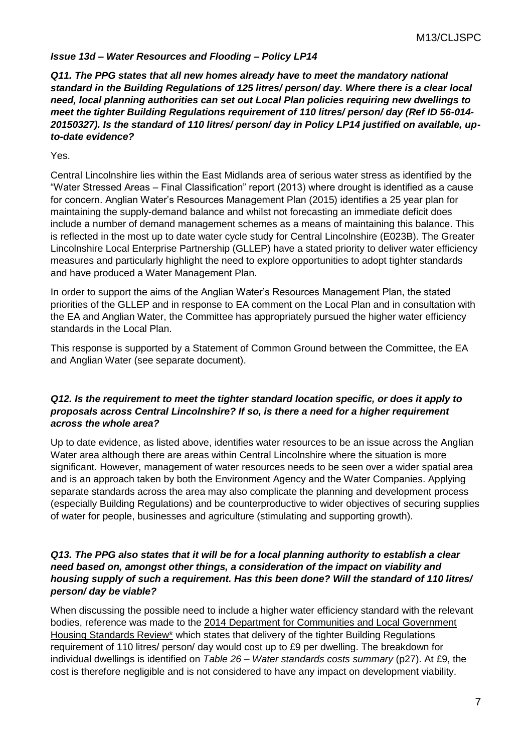***Issue 13d – Water Resources and Flooding – Policy LP14***

***Q11. The PPG states that all new homes already have to meet the mandatory national standard in the Building Regulations of 125 litres/ person/ day. Where there is a clear local need, local planning authorities can set out Local Plan policies requiring new dwellings to meet the tighter Building Regulations requirement of 110 litres/ person/ day (Ref ID 56-014-20150327). Is the standard of 110 litres/ person/ day in Policy LP14 justified on available, up-to-date evidence?***

Yes.

Central Lincolnshire lies within the East Midlands area of serious water stress as identified by the "Water Stressed Areas – Final Classification" report (2013) where drought is identified as a cause for concern. Anglian Water's Resources Management Plan (2015) identifies a 25 year plan for maintaining the supply-demand balance and whilst not forecasting an immediate deficit does include a number of demand management schemes as a means of maintaining this balance. This is reflected in the most up to date water cycle study for Central Lincolnshire (E023B). The Greater Lincolnshire Local Enterprise Partnership (GLLEP) have a stated priority to deliver water efficiency measures and particularly highlight the need to explore opportunities to adopt tighter standards and have produced a Water Management Plan.

In order to support the aims of the Anglian Water's Resources Management Plan, the stated priorities of the GLLEP and in response to EA comment on the Local Plan and in consultation with the EA and Anglian Water, the Committee has appropriately pursued the higher water efficiency standards in the Local Plan.

This response is supported by a Statement of Common Ground between the Committee, the EA and Anglian Water (see separate document).

***Q12. Is the requirement to meet the tighter standard location specific, or does it apply to proposals across Central Lincolnshire? If so, is there a need for a higher requirement across the whole area?***

Up to date evidence, as listed above, identifies water resources to be an issue across the Anglian Water area although there are areas within Central Lincolnshire where the situation is more significant. However, management of water resources needs to be seen over a wider spatial area and is an approach taken by both the Environment Agency and the Water Companies. Applying separate standards across the area may also complicate the planning and development process (especially Building Regulations) and be counterproductive to wider objectives of securing supplies of water for people, businesses and agriculture (stimulating and supporting growth).

***Q13. The PPG also states that it will be for a local planning authority to establish a clear need based on, amongst other things, a consideration of the impact on viability and housing supply of such a requirement. Has this been done? Will the standard of 110 litres/ person/ day be viable?***

When discussing the possible need to include a higher water efficiency standard with the relevant bodies, reference was made to the 2014 Department for Communities and Local Government Housing Standards Review* which states that delivery of the tighter Building Regulations requirement of 110 litres/ person/ day would cost up to £9 per dwelling. The breakdown for individual dwellings is identified on *Table 26 – Water standards costs summary* (p27). At £9, the cost is therefore negligible and is not considered to have any impact on development viability.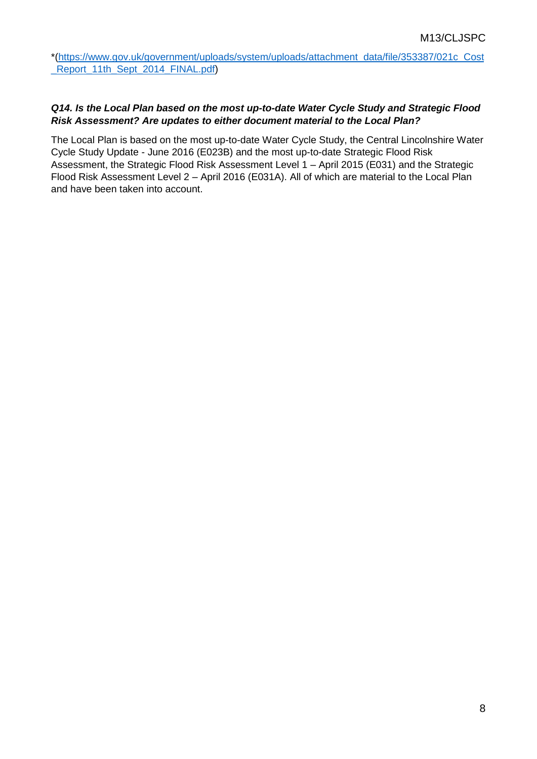*(https://www.gov.uk/government/uploads/system/uploads/attachment_data/file/353387/021c_Cost_Report_11th_Sept_2014_FINAL.pdf)

***Q14. Is the Local Plan based on the most up-to-date Water Cycle Study and Strategic Flood Risk Assessment? Are updates to either document material to the Local Plan?***

The Local Plan is based on the most up-to-date Water Cycle Study, the Central Lincolnshire Water Cycle Study Update - June 2016 (E023B) and the most up-to-date Strategic Flood Risk Assessment, the Strategic Flood Risk Assessment Level 1 – April 2015 (E031) and the Strategic Flood Risk Assessment Level 2 – April 2016 (E031A). All of which are material to the Local Plan and have been taken into account.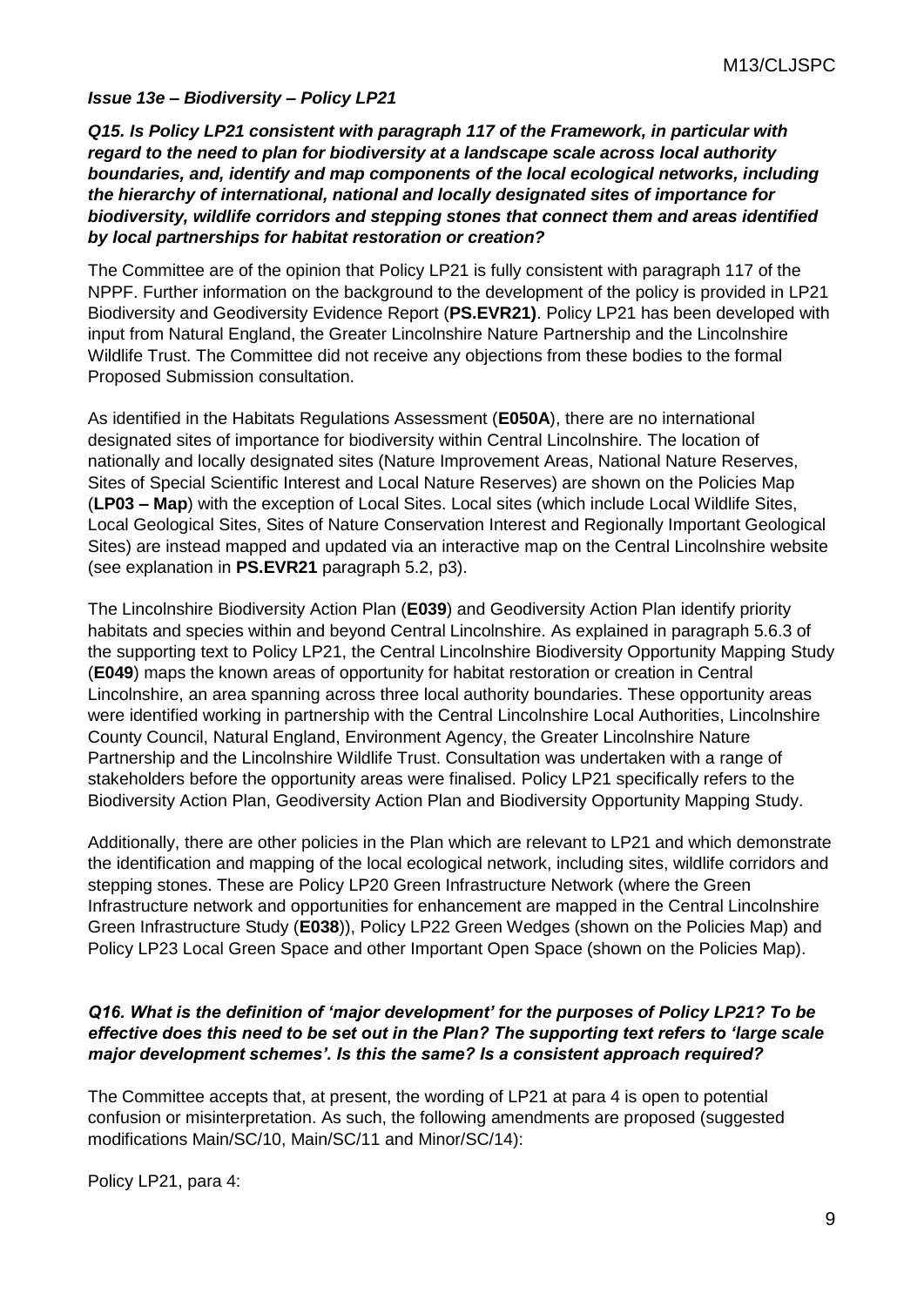### *Issue 13e – Biodiversity – Policy LP21*

***Q15. Is Policy LP21 consistent with paragraph 117 of the Framework, in particular with regard to the need to plan for biodiversity at a landscape scale across local authority boundaries, and, identify and map components of the local ecological networks, including the hierarchy of international, national and locally designated sites of importance for biodiversity, wildlife corridors and stepping stones that connect them and areas identified by local partnerships for habitat restoration or creation?***

The Committee are of the opinion that Policy LP21 is fully consistent with paragraph 117 of the NPPF. Further information on the background to the development of the policy is provided in LP21 Biodiversity and Geodiversity Evidence Report (**PS.EVR21)**. Policy LP21 has been developed with input from Natural England, the Greater Lincolnshire Nature Partnership and the Lincolnshire Wildlife Trust. The Committee did not receive any objections from these bodies to the formal Proposed Submission consultation.

As identified in the Habitats Regulations Assessment (**E050A**), there are no international designated sites of importance for biodiversity within Central Lincolnshire. The location of nationally and locally designated sites (Nature Improvement Areas, National Nature Reserves, Sites of Special Scientific Interest and Local Nature Reserves) are shown on the Policies Map (**LP03 – Map**) with the exception of Local Sites. Local sites (which include Local Wildlife Sites, Local Geological Sites, Sites of Nature Conservation Interest and Regionally Important Geological Sites) are instead mapped and updated via an interactive map on the Central Lincolnshire website (see explanation in **PS.EVR21** paragraph 5.2, p3).

The Lincolnshire Biodiversity Action Plan (**E039**) and Geodiversity Action Plan identify priority habitats and species within and beyond Central Lincolnshire. As explained in paragraph 5.6.3 of the supporting text to Policy LP21, the Central Lincolnshire Biodiversity Opportunity Mapping Study (**E049**) maps the known areas of opportunity for habitat restoration or creation in Central Lincolnshire, an area spanning across three local authority boundaries. These opportunity areas were identified working in partnership with the Central Lincolnshire Local Authorities, Lincolnshire County Council, Natural England, Environment Agency, the Greater Lincolnshire Nature Partnership and the Lincolnshire Wildlife Trust. Consultation was undertaken with a range of stakeholders before the opportunity areas were finalised. Policy LP21 specifically refers to the Biodiversity Action Plan, Geodiversity Action Plan and Biodiversity Opportunity Mapping Study.

Additionally, there are other policies in the Plan which are relevant to LP21 and which demonstrate the identification and mapping of the local ecological network, including sites, wildlife corridors and stepping stones. These are Policy LP20 Green Infrastructure Network (where the Green Infrastructure network and opportunities for enhancement are mapped in the Central Lincolnshire Green Infrastructure Study (**E038**)), Policy LP22 Green Wedges (shown on the Policies Map) and Policy LP23 Local Green Space and other Important Open Space (shown on the Policies Map).

***Q16. What is the definition of 'major development' for the purposes of Policy LP21? To be effective does this need to be set out in the Plan? The supporting text refers to 'large scale major development schemes'. Is this the same? Is a consistent approach required?***

The Committee accepts that, at present, the wording of LP21 at para 4 is open to potential confusion or misinterpretation. As such, the following amendments are proposed (suggested modifications Main/SC/10, Main/SC/11 and Minor/SC/14):

Policy LP21, para 4: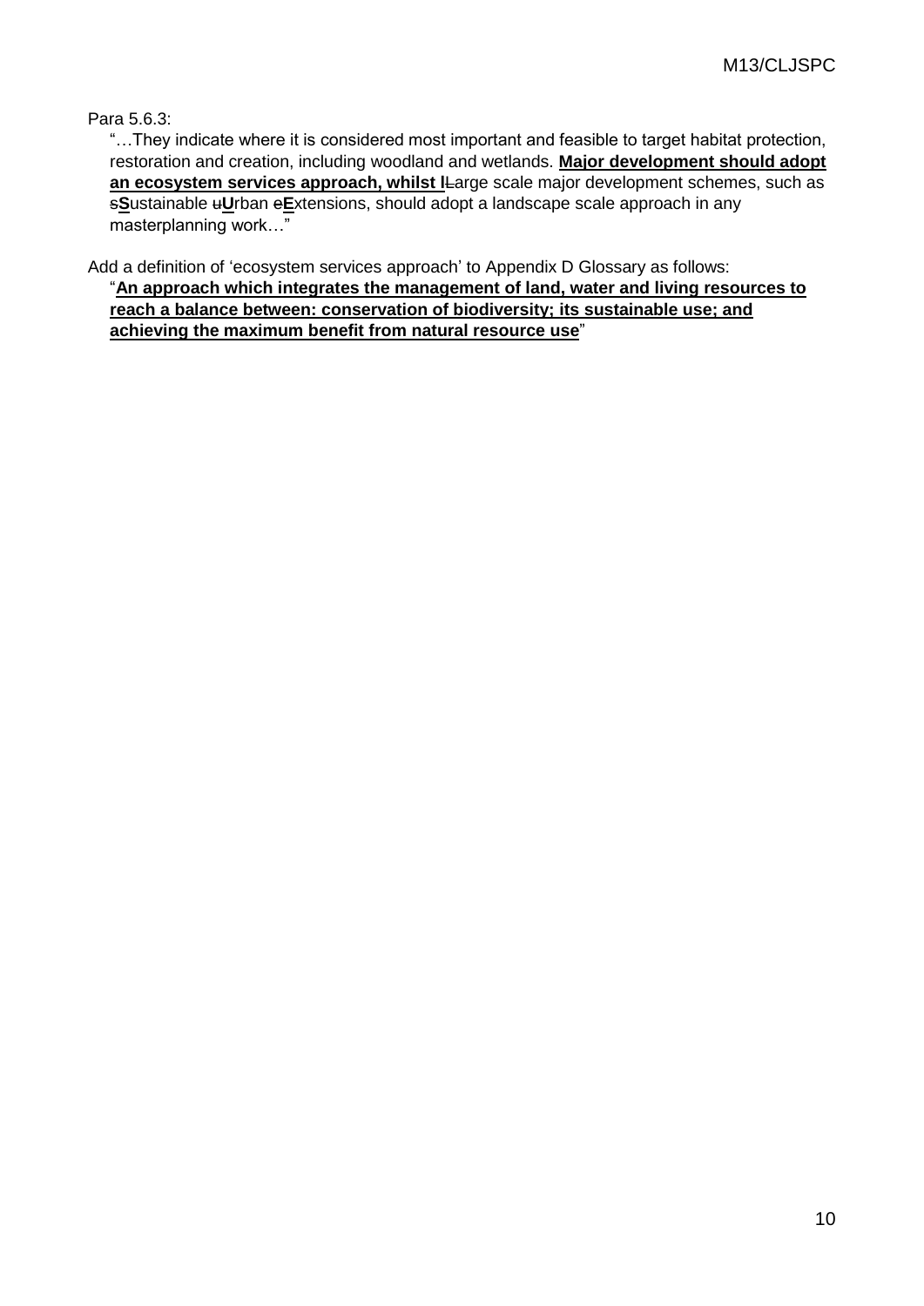Para 5.6.3:

"…They indicate where it is considered most important and feasible to target habitat protection, restoration and creation, including woodland and wetlands. **Major development should adopt an ecosystem services approach, whilst l**~~L~~arge scale major development schemes, such as ~~s~~**S**ustainable ~~u~~**U**rban ~~e~~**E**xtensions, should adopt a landscape scale approach in any masterplanning work…"

Add a definition of 'ecosystem services approach' to Appendix D Glossary as follows:

"**An approach which integrates the management of land, water and living resources to reach a balance between: conservation of biodiversity; its sustainable use; and achieving the maximum benefit from natural resource use**"